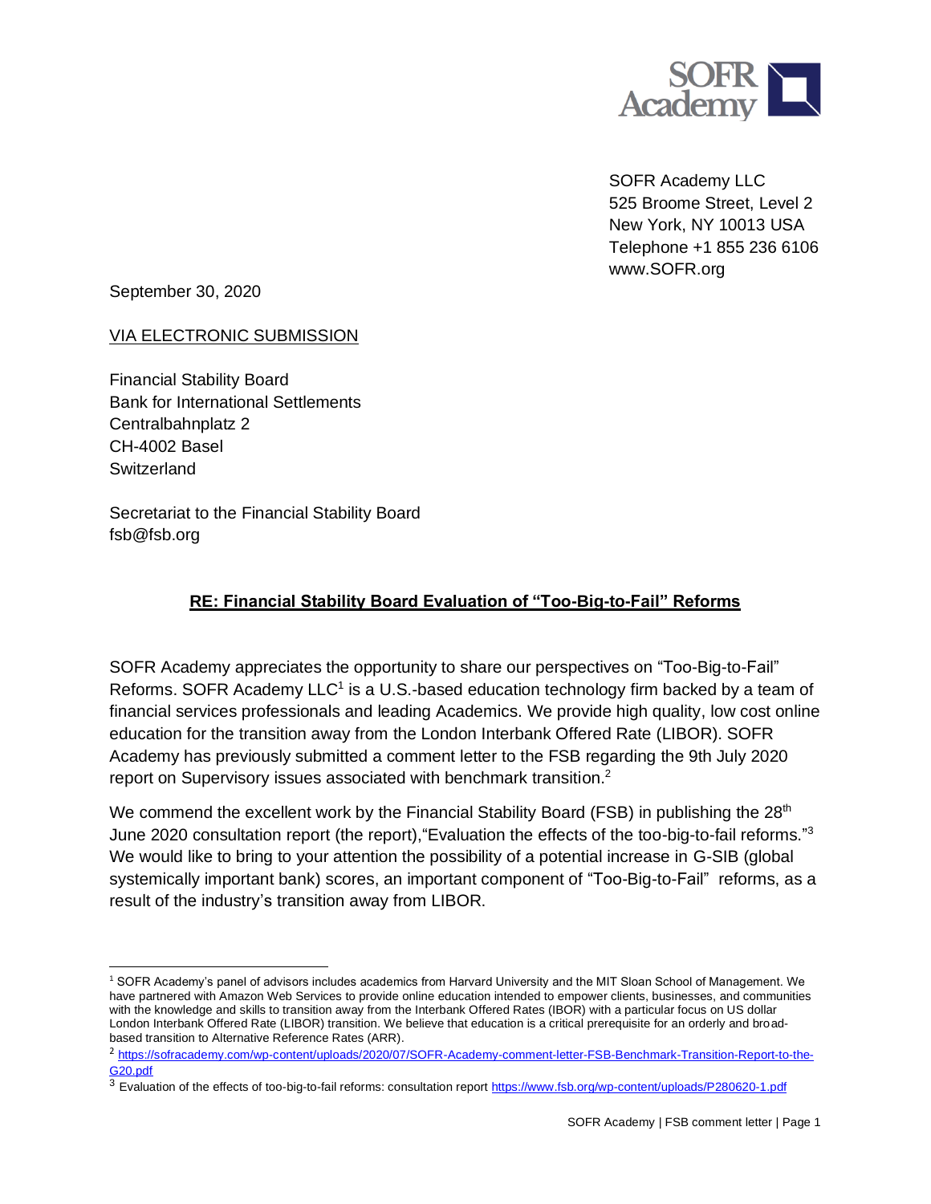SOFR Academy

SOFR Academy LLC
525 Broome Street, Level 2
New York, NY 10013 USA
Telephone +1 855 236 6106
www.SOFR.org

September 30, 2020

VIA ELECTRONIC SUBMISSION

Financial Stability Board
Bank for International Settlements
Centralbahnplatz 2
CH-4002 Basel
Switzerland

Secretariat to the Financial Stability Board
fsb@fsb.org

**RE: Financial Stability Board Evaluation of "Too-Big-to-Fail" Reforms**

SOFR Academy appreciates the opportunity to share our perspectives on "Too-Big-to-Fail" Reforms. SOFR Academy LLC[1] is a U.S.-based education technology firm backed by a team of financial services professionals and leading Academics. We provide high quality, low cost online education for the transition away from the London Interbank Offered Rate (LIBOR). SOFR Academy has previously submitted a comment letter to the FSB regarding the 9th July 2020 report on Supervisory issues associated with benchmark transition.[2]

We commend the excellent work by the Financial Stability Board (FSB) in publishing the 28th June 2020 consultation report (the report),"Evaluation the effects of the too-big-to-fail reforms."[3] We would like to bring to your attention the possibility of a potential increase in G-SIB (global systemically important bank) scores, an important component of "Too-Big-to-Fail" reforms, as a result of the industry's transition away from LIBOR.

[1] SOFR Academy's panel of advisors includes academics from Harvard University and the MIT Sloan School of Management. We have partnered with Amazon Web Services to provide online education intended to empower clients, businesses, and communities with the knowledge and skills to transition away from the Interbank Offered Rates (IBOR) with a particular focus on US dollar London Interbank Offered Rate (LIBOR) transition. We believe that education is a critical prerequisite for an orderly and broad-based transition to Alternative Reference Rates (ARR).

[2] https://sofracademy.com/wp-content/uploads/2020/07/SOFR-Academy-comment-letter-FSB-Benchmark-Transition-Report-to-the-G20.pdf

[3] Evaluation of the effects of too-big-to-fail reforms: consultation report https://www.fsb.org/wp-content/uploads/P280620-1.pdf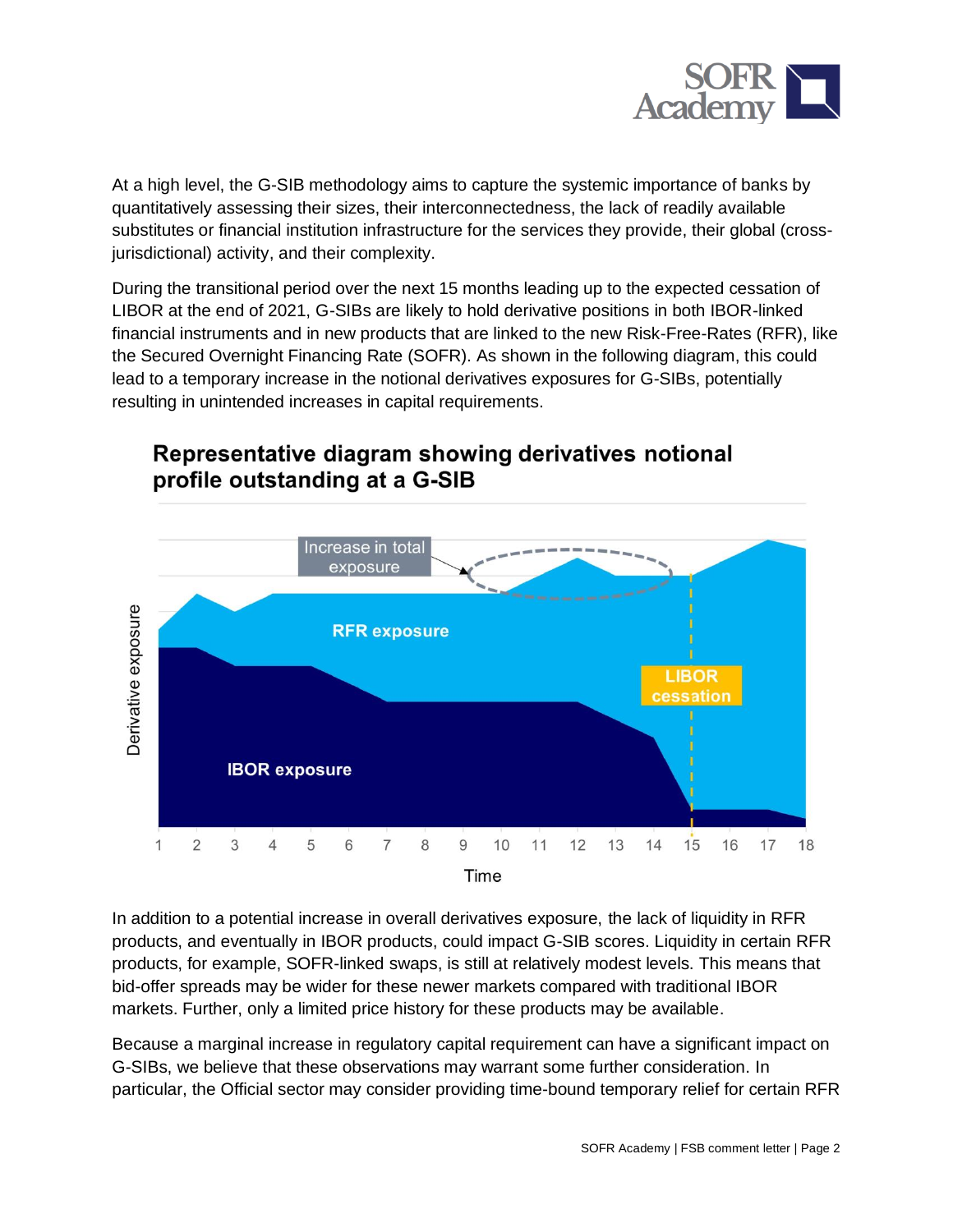At a high level, the G-SIB methodology aims to capture the systemic importance of banks by quantitatively assessing their sizes, their interconnectedness, the lack of readily available substitutes or financial institution infrastructure for the services they provide, their global (cross-jurisdictional) activity, and their complexity.

During the transitional period over the next 15 months leading up to the expected cessation of LIBOR at the end of 2021, G-SIBs are likely to hold derivative positions in both IBOR-linked financial instruments and in new products that are linked to the new Risk-Free-Rates (RFR), like the Secured Overnight Financing Rate (SOFR). As shown in the following diagram, this could lead to a temporary increase in the notional derivatives exposures for G-SIBs, potentially resulting in unintended increases in capital requirements.

**Representative diagram showing derivatives notional profile outstanding at a G-SIB**

In addition to a potential increase in overall derivatives exposure, the lack of liquidity in RFR products, and eventually in IBOR products, could impact G-SIB scores. Liquidity in certain RFR products, for example, SOFR-linked swaps, is still at relatively modest levels. This means that bid-offer spreads may be wider for these newer markets compared with traditional IBOR markets. Further, only a limited price history for these products may be available.

Because a marginal increase in regulatory capital requirement can have a significant impact on G-SIBs, we believe that these observations may warrant some further consideration. In particular, the Official sector may consider providing time-bound temporary relief for certain RFR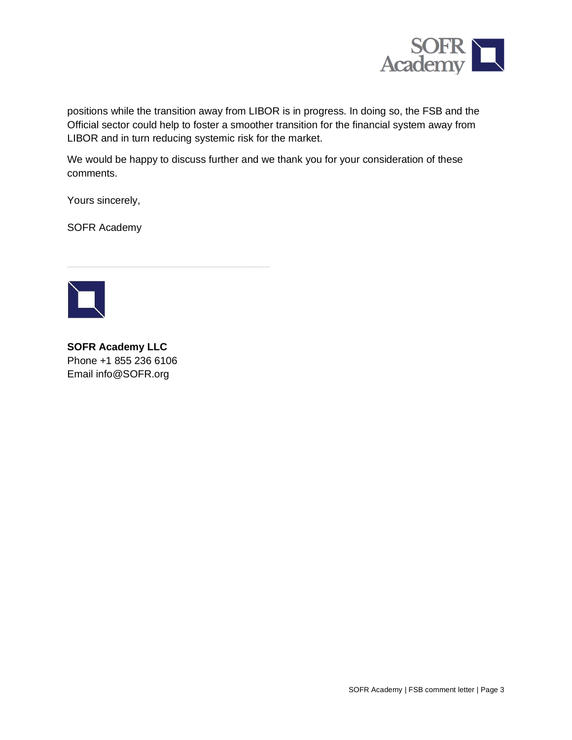positions while the transition away from LIBOR is in progress. In doing so, the FSB and the Official sector could help to foster a smoother transition for the financial system away from LIBOR and in turn reducing systemic risk for the market.

We would be happy to discuss further and we thank you for your consideration of these comments.

Yours sincerely,

SOFR Academy

---

**SOFR Academy LLC**
Phone +1 855 236 6106
Email info@SOFR.org